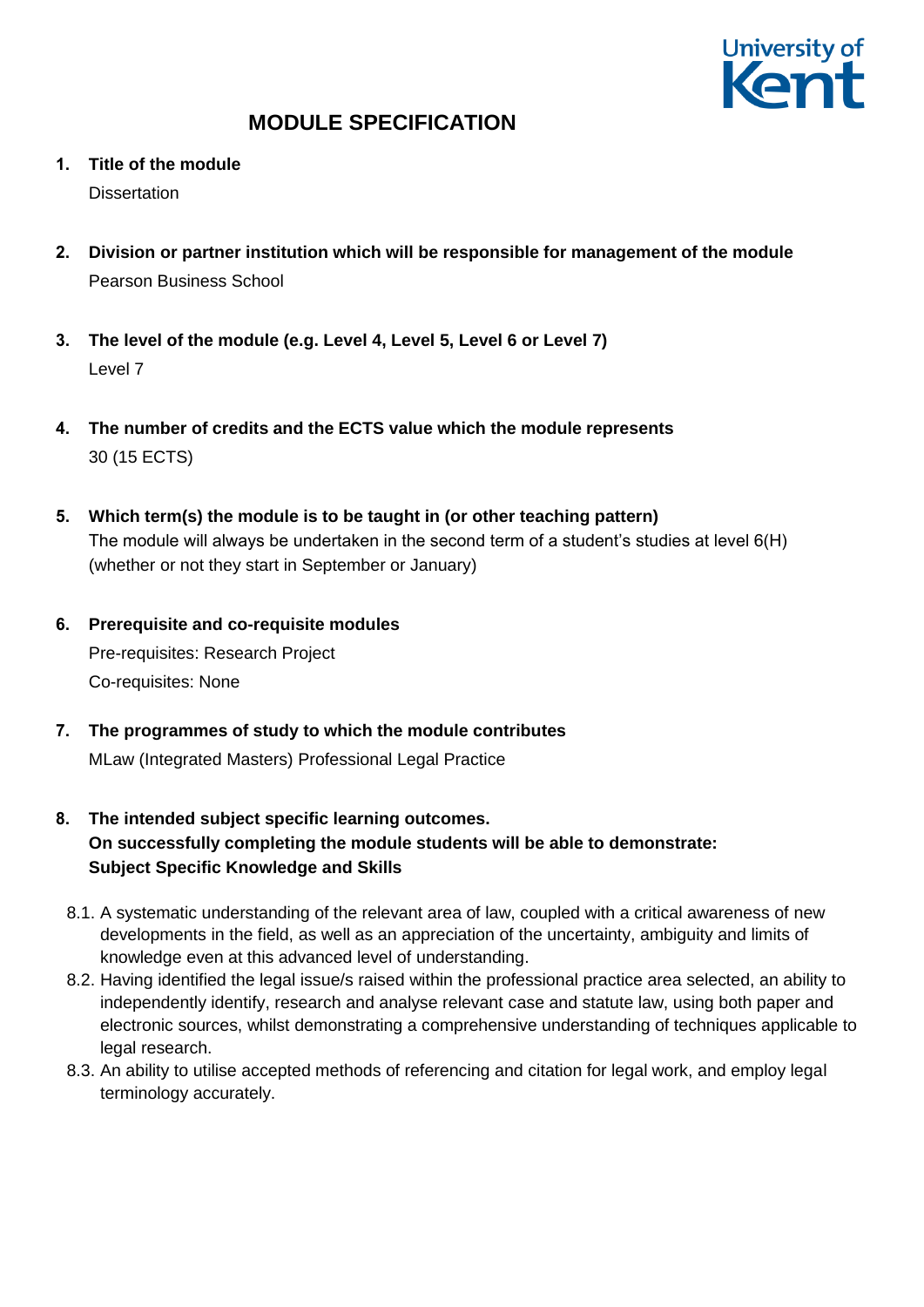# MODULE SPECIFICATION

1. **Title of the module**

   Dissertation

2. **Division or partner institution which will be responsible for management of the module**

   Pearson Business School

3. **The level of the module (e.g. Level 4, Level 5, Level 6 or Level 7)**

   Level 7

4. **The number of credits and the ECTS value which the module represents**

   30 (15 ECTS)

5. **Which term(s) the module is to be taught in (or other teaching pattern)**

   The module will always be undertaken in the second term of a student's studies at level 6(H) (whether or not they start in September or January)

6. **Prerequisite and co-requisite modules**

   Pre-requisites: Research Project

   Co-requisites: None

7. **The programmes of study to which the module contributes**

   MLaw (Integrated Masters) Professional Legal Practice

8. **The intended subject specific learning outcomes.**
   **On successfully completing the module students will be able to demonstrate:**
   **Subject Specific Knowledge and Skills**

   8.1. A systematic understanding of the relevant area of law, coupled with a critical awareness of new developments in the field, as well as an appreciation of the uncertainty, ambiguity and limits of knowledge even at this advanced level of understanding.

   8.2. Having identified the legal issue/s raised within the professional practice area selected, an ability to independently identify, research and analyse relevant case and statute law, using both paper and electronic sources, whilst demonstrating a comprehensive understanding of techniques applicable to legal research.

   8.3. An ability to utilise accepted methods of referencing and citation for legal work, and employ legal terminology accurately.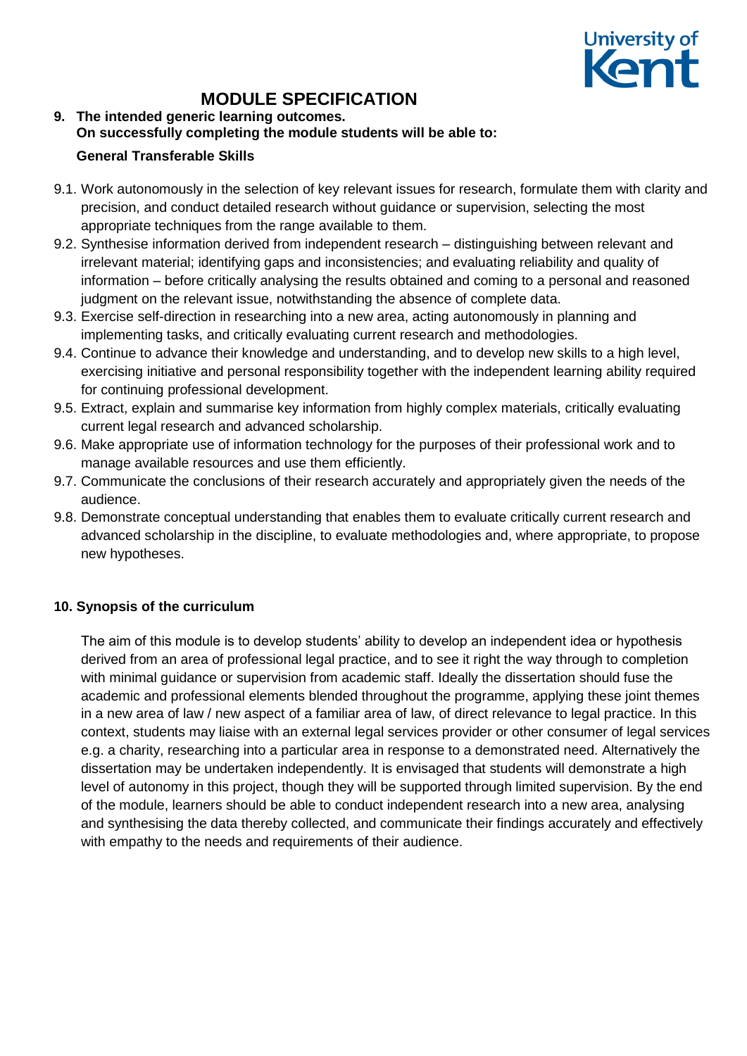# MODULE SPECIFICATION

**9. The intended generic learning outcomes. On successfully completing the module students will be able to:**

**General Transferable Skills**

9.1. Work autonomously in the selection of key relevant issues for research, formulate them with clarity and precision, and conduct detailed research without guidance or supervision, selecting the most appropriate techniques from the range available to them.

9.2. Synthesise information derived from independent research – distinguishing between relevant and irrelevant material; identifying gaps and inconsistencies; and evaluating reliability and quality of information – before critically analysing the results obtained and coming to a personal and reasoned judgment on the relevant issue, notwithstanding the absence of complete data.

9.3. Exercise self-direction in researching into a new area, acting autonomously in planning and implementing tasks, and critically evaluating current research and methodologies.

9.4. Continue to advance their knowledge and understanding, and to develop new skills to a high level, exercising initiative and personal responsibility together with the independent learning ability required for continuing professional development.

9.5. Extract, explain and summarise key information from highly complex materials, critically evaluating current legal research and advanced scholarship.

9.6. Make appropriate use of information technology for the purposes of their professional work and to manage available resources and use them efficiently.

9.7. Communicate the conclusions of their research accurately and appropriately given the needs of the audience.

9.8. Demonstrate conceptual understanding that enables them to evaluate critically current research and advanced scholarship in the discipline, to evaluate methodologies and, where appropriate, to propose new hypotheses.

**10. Synopsis of the curriculum**

The aim of this module is to develop students' ability to develop an independent idea or hypothesis derived from an area of professional legal practice, and to see it right the way through to completion with minimal guidance or supervision from academic staff. Ideally the dissertation should fuse the academic and professional elements blended throughout the programme, applying these joint themes in a new area of law / new aspect of a familiar area of law, of direct relevance to legal practice. In this context, students may liaise with an external legal services provider or other consumer of legal services e.g. a charity, researching into a particular area in response to a demonstrated need. Alternatively the dissertation may be undertaken independently. It is envisaged that students will demonstrate a high level of autonomy in this project, though they will be supported through limited supervision. By the end of the module, learners should be able to conduct independent research into a new area, analysing and synthesising the data thereby collected, and communicate their findings accurately and effectively with empathy to the needs and requirements of their audience.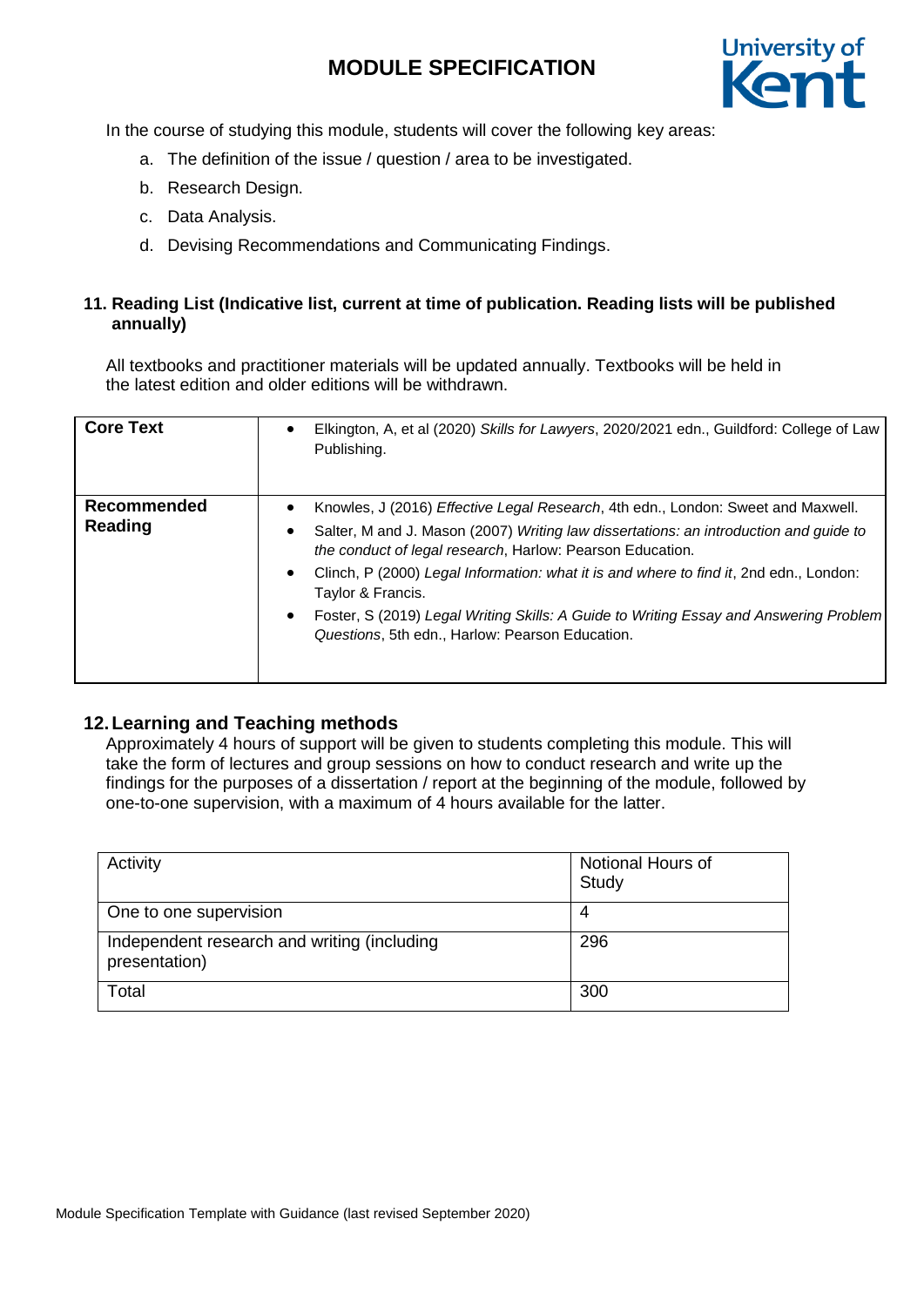In the course of studying this module, students will cover the following key areas:

a. The definition of the issue / question / area to be investigated.
b. Research Design.
c. Data Analysis.
d. Devising Recommendations and Communicating Findings.

### 11. Reading List (Indicative list, current at time of publication. Reading lists will be published annually)

All textbooks and practitioner materials will be updated annually. Textbooks will be held in the latest edition and older editions will be withdrawn.

| | |
|---|---|
| **Core Text** | • Elkington, A, et al (2020) *Skills for Lawyers*, 2020/2021 edn., Guildford: College of Law Publishing. |
| **Recommended Reading** | • Knowles, J (2016) *Effective Legal Research*, 4th edn., London: Sweet and Maxwell.<br>• Salter, M and J. Mason (2007) *Writing law dissertations: an introduction and guide to the conduct of legal research*, Harlow: Pearson Education.<br>• Clinch, P (2000) *Legal Information: what it is and where to find it*, 2nd edn., London: Taylor & Francis.<br>• Foster, S (2019) *Legal Writing Skills: A Guide to Writing Essay and Answering Problem Questions*, 5th edn., Harlow: Pearson Education. |

### 12. Learning and Teaching methods

Approximately 4 hours of support will be given to students completing this module. This will take the form of lectures and group sessions on how to conduct research and write up the findings for the purposes of a dissertation / report at the beginning of the module, followed by one-to-one supervision, with a maximum of 4 hours available for the latter.

| Activity | Notional Hours of Study |
|---|---|
| One to one supervision | 4 |
| Independent research and writing (including presentation) | 296 |
| Total | 300 |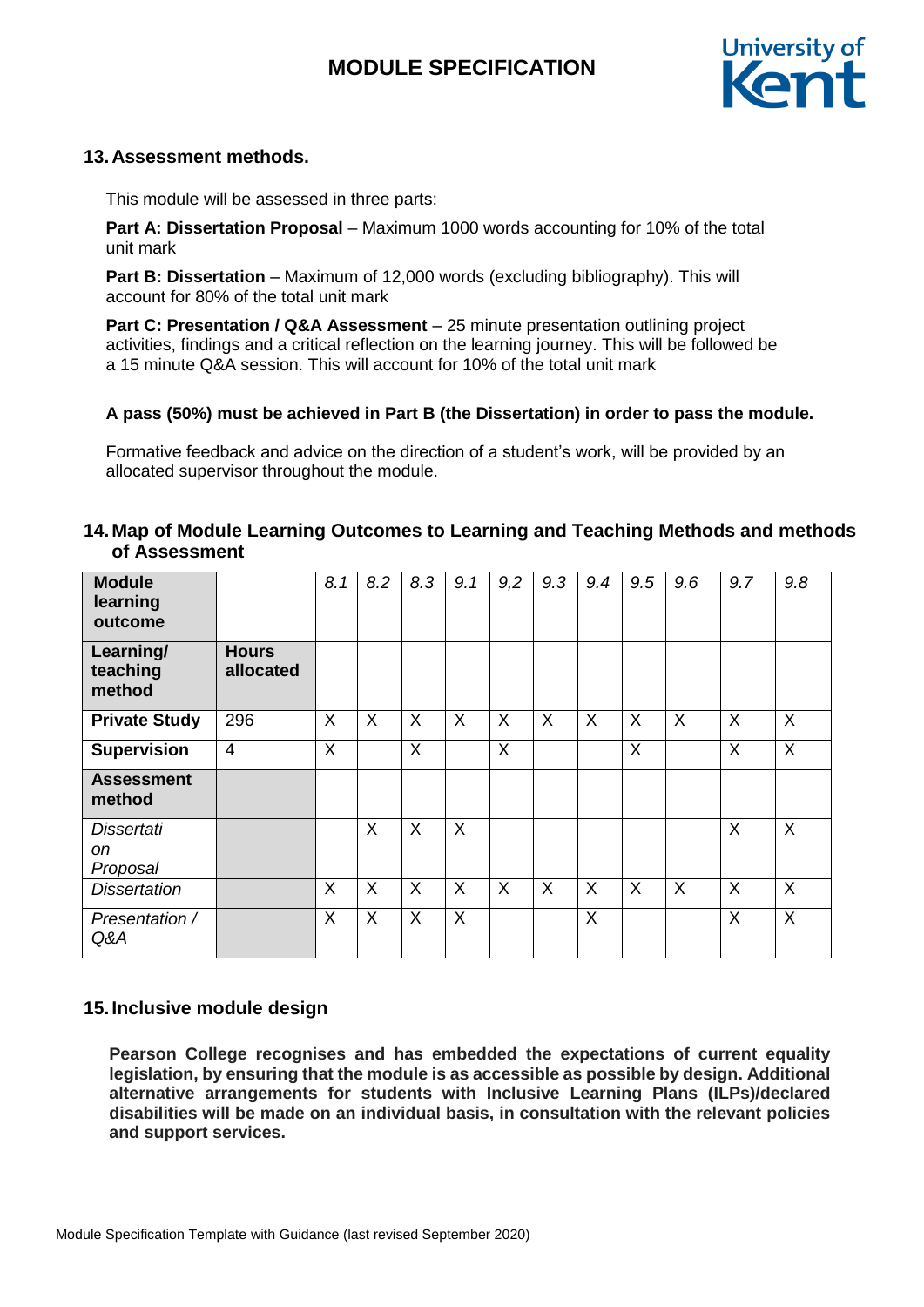## 13. Assessment methods.

This module will be assessed in three parts:

**Part A: Dissertation Proposal** – Maximum 1000 words accounting for 10% of the total unit mark

**Part B: Dissertation** – Maximum of 12,000 words (excluding bibliography). This will account for 80% of the total unit mark

**Part C: Presentation / Q&A Assessment** – 25 minute presentation outlining project activities, findings and a critical reflection on the learning journey. This will be followed be a 15 minute Q&A session. This will account for 10% of the total unit mark

**A pass (50%) must be achieved in Part B (the Dissertation) in order to pass the module.**

Formative feedback and advice on the direction of a student's work, will be provided by an allocated supervisor throughout the module.

## 14. Map of Module Learning Outcomes to Learning and Teaching Methods and methods of Assessment

| **Module learning outcome** | | *8.1* | *8.2* | *8.3* | *9.1* | *9,2* | *9.3* | *9.4* | *9.5* | *9.6* | *9.7* | *9.8* |
|---|---|---|---|---|---|---|---|---|---|---|---|---|
| **Learning/ teaching method** | **Hours allocated** | | | | | | | | | | | |
| **Private Study** | 296 | X | X | X | X | X | X | X | X | X | X | X |
| **Supervision** | 4 | X | | X | | X | | | X | | X | X |
| **Assessment method** | | | | | | | | | | | | |
| *Dissertation Proposal* | | | X | X | X | | | | | | X | X |
| *Dissertation* | | X | X | X | X | X | X | X | X | X | X | X |
| *Presentation / Q&A* | | X | X | X | X | | | X | | | X | X |

## 15. Inclusive module design

**Pearson College recognises and has embedded the expectations of current equality legislation, by ensuring that the module is as accessible as possible by design. Additional alternative arrangements for students with Inclusive Learning Plans (ILPs)/declared disabilities will be made on an individual basis, in consultation with the relevant policies and support services.**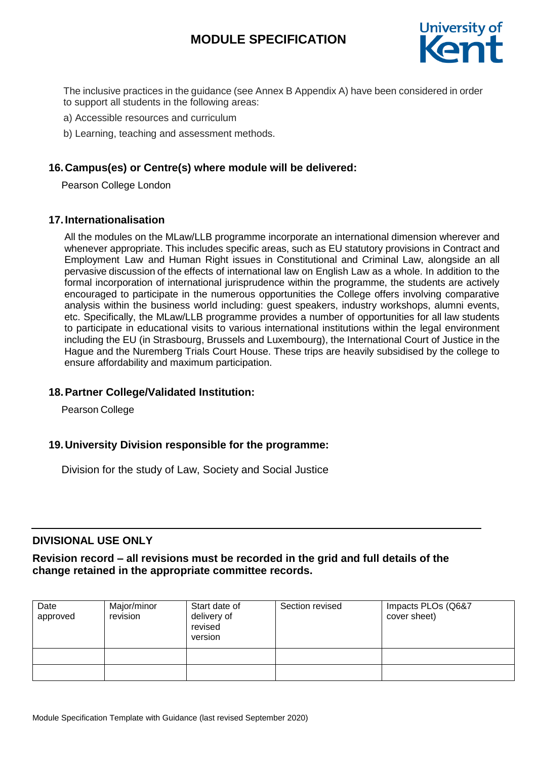The inclusive practices in the guidance (see Annex B Appendix A) have been considered in order to support all students in the following areas:

a) Accessible resources and curriculum

b) Learning, teaching and assessment methods.

## 16. Campus(es) or Centre(s) where module will be delivered:

Pearson College London

## 17. Internationalisation

All the modules on the MLaw/LLB programme incorporate an international dimension wherever and whenever appropriate. This includes specific areas, such as EU statutory provisions in Contract and Employment Law and Human Right issues in Constitutional and Criminal Law, alongside an all pervasive discussion of the effects of international law on English Law as a whole. In addition to the formal incorporation of international jurisprudence within the programme, the students are actively encouraged to participate in the numerous opportunities the College offers involving comparative analysis within the business world including: guest speakers, industry workshops, alumni events, etc. Specifically, the MLaw/LLB programme provides a number of opportunities for all law students to participate in educational visits to various international institutions within the legal environment including the EU (in Strasbourg, Brussels and Luxembourg), the International Court of Justice in the Hague and the Nuremberg Trials Court House. These trips are heavily subsidised by the college to ensure affordability and maximum participation.

## 18. Partner College/Validated Institution:

Pearson College

## 19. University Division responsible for the programme:

Division for the study of Law, Society and Social Justice

---

### DIVISIONAL USE ONLY

**Revision record – all revisions must be recorded in the grid and full details of the change retained in the appropriate committee records.**

| Date approved | Major/minor revision | Start date of delivery of revised version | Section revised | Impacts PLOs (Q6&7 cover sheet) |
|---|---|---|---|---|
| | | | | |
| | | | | |

Module Specification Template with Guidance (last revised September 2020)